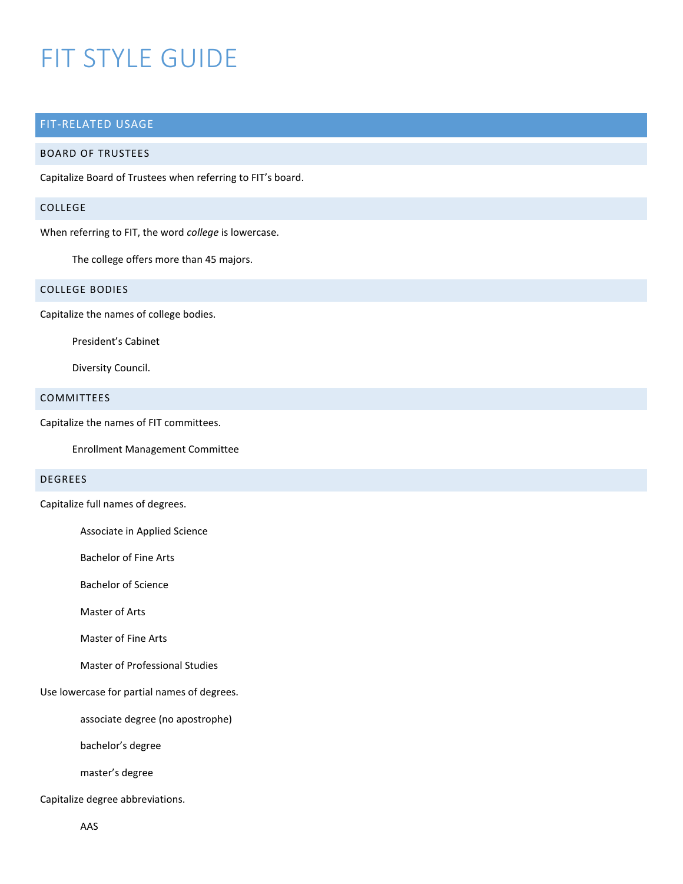# FIT STYLE GUIDE

## FIT-RELATED USAGE

### BOARD OF TRUSTEES

Capitalize Board of Trustees when referring to FIT's board.

### COLLEGE

When referring to FIT, the word *college* is lowercase.

> The college offers more than 45 majors.

### COLLEGE BODIES

Capitalize the names of college bodies.

> President's Cabinet
>
> Diversity Council.

### COMMITTEES

Capitalize the names of FIT committees.

> Enrollment Management Committee

### DEGREES

Capitalize full names of degrees.

> Associate in Applied Science
>
> Bachelor of Fine Arts
>
> Bachelor of Science
>
> Master of Arts
>
> Master of Fine Arts
>
> Master of Professional Studies

Use lowercase for partial names of degrees.

> associate degree (no apostrophe)
>
> bachelor's degree
>
> master's degree

Capitalize degree abbreviations.

> AAS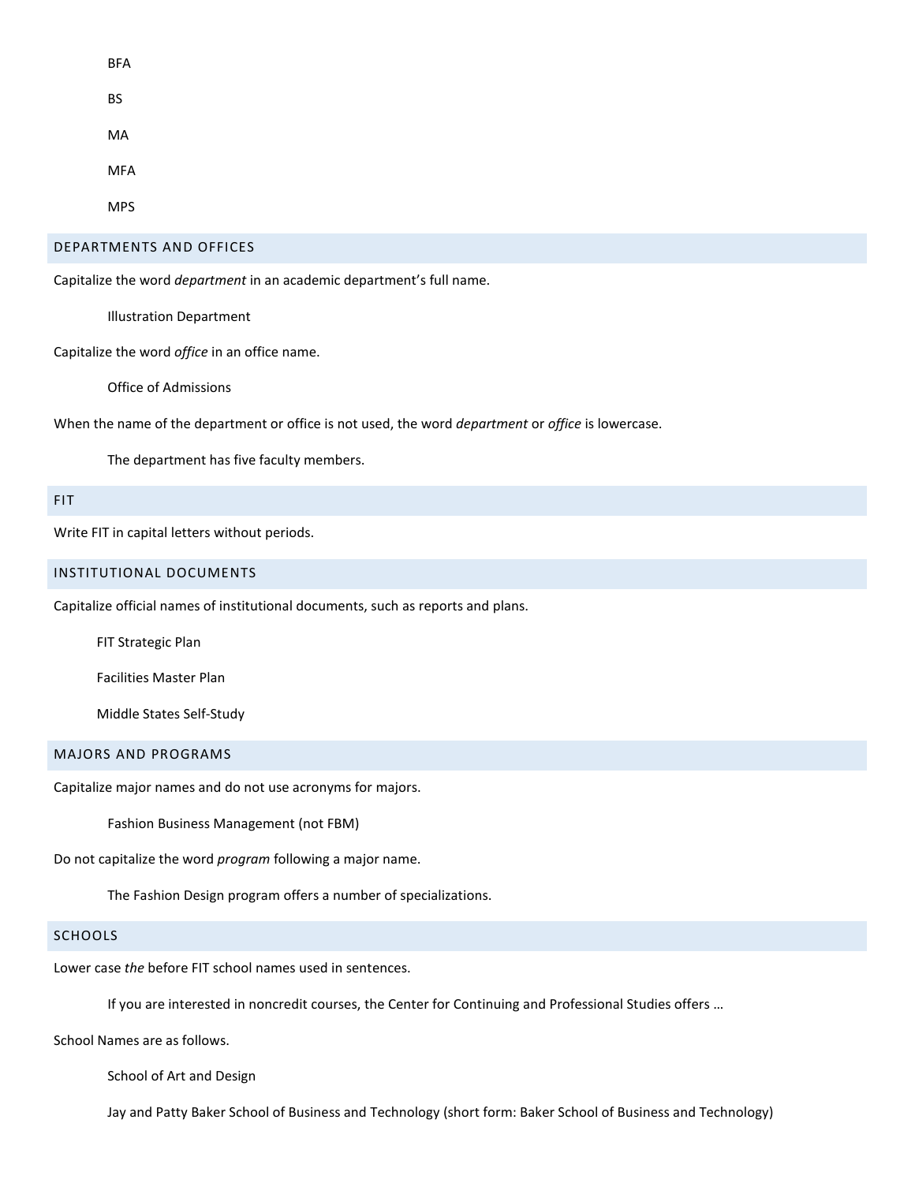BFA

BS

MA

MFA

MPS

## DEPARTMENTS AND OFFICES

Capitalize the word *department* in an academic department's full name.

Illustration Department

Capitalize the word *office* in an office name.

Office of Admissions

When the name of the department or office is not used, the word *department* or *office* is lowercase.

The department has five faculty members.

## FIT

Write FIT in capital letters without periods.

## INSTITUTIONAL DOCUMENTS

Capitalize official names of institutional documents, such as reports and plans.

FIT Strategic Plan

Facilities Master Plan

Middle States Self-Study

## MAJORS AND PROGRAMS

Capitalize major names and do not use acronyms for majors.

Fashion Business Management (not FBM)

Do not capitalize the word *program* following a major name.

The Fashion Design program offers a number of specializations.

## SCHOOLS

Lower case *the* before FIT school names used in sentences.

If you are interested in noncredit courses, the Center for Continuing and Professional Studies offers …

School Names are as follows.

School of Art and Design

Jay and Patty Baker School of Business and Technology (short form: Baker School of Business and Technology)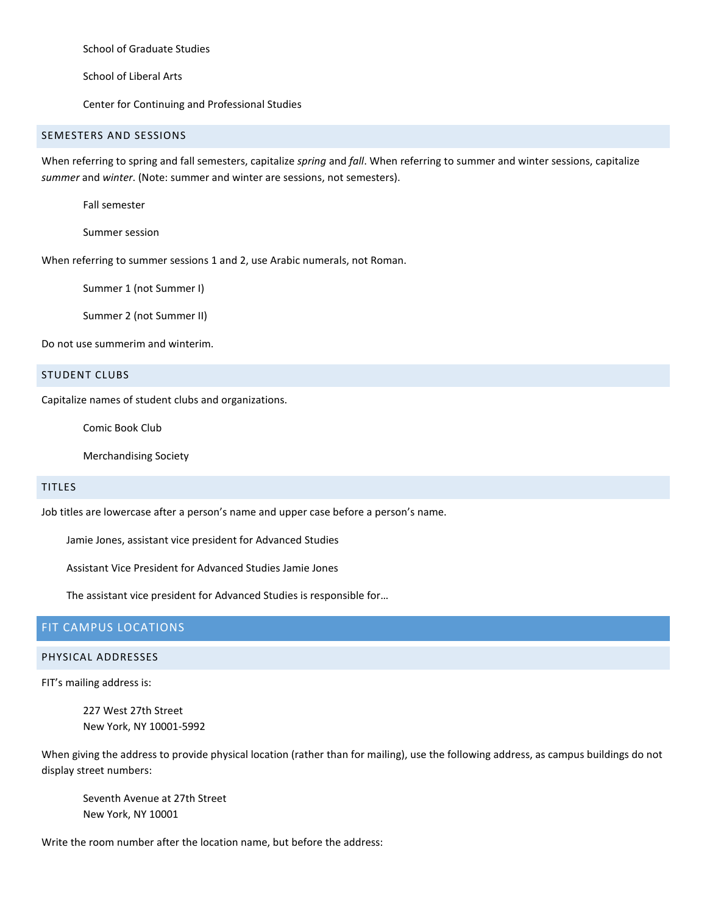School of Graduate Studies

School of Liberal Arts

Center for Continuing and Professional Studies

### SEMESTERS AND SESSIONS

When referring to spring and fall semesters, capitalize *spring* and *fall*. When referring to summer and winter sessions, capitalize *summer* and *winter*. (Note: summer and winter are sessions, not semesters).

Fall semester

Summer session

When referring to summer sessions 1 and 2, use Arabic numerals, not Roman.

Summer 1 (not Summer I)

Summer 2 (not Summer II)

Do not use summerim and winterim.

### STUDENT CLUBS

Capitalize names of student clubs and organizations.

Comic Book Club

Merchandising Society

### TITLES

Job titles are lowercase after a person's name and upper case before a person's name.

Jamie Jones, assistant vice president for Advanced Studies

Assistant Vice President for Advanced Studies Jamie Jones

The assistant vice president for Advanced Studies is responsible for…

## FIT CAMPUS LOCATIONS

### PHYSICAL ADDRESSES

FIT's mailing address is:

227 West 27th Street
New York, NY 10001-5992

When giving the address to provide physical location (rather than for mailing), use the following address, as campus buildings do not display street numbers:

Seventh Avenue at 27th Street
New York, NY 10001

Write the room number after the location name, but before the address: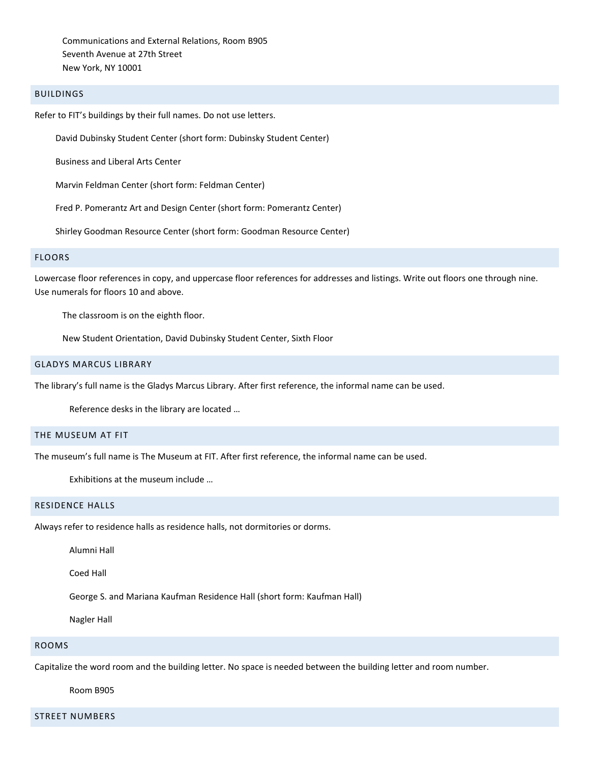Communications and External Relations, Room B905
Seventh Avenue at 27th Street
New York, NY 10001

## BUILDINGS

Refer to FIT's buildings by their full names. Do not use letters.

David Dubinsky Student Center (short form: Dubinsky Student Center)

Business and Liberal Arts Center

Marvin Feldman Center (short form: Feldman Center)

Fred P. Pomerantz Art and Design Center (short form: Pomerantz Center)

Shirley Goodman Resource Center (short form: Goodman Resource Center)

## FLOORS

Lowercase floor references in copy, and uppercase floor references for addresses and listings. Write out floors one through nine. Use numerals for floors 10 and above.

The classroom is on the eighth floor.

New Student Orientation, David Dubinsky Student Center, Sixth Floor

## GLADYS MARCUS LIBRARY

The library's full name is the Gladys Marcus Library. After first reference, the informal name can be used.

Reference desks in the library are located …

## THE MUSEUM AT FIT

The museum's full name is The Museum at FIT. After first reference, the informal name can be used.

Exhibitions at the museum include …

## RESIDENCE HALLS

Always refer to residence halls as residence halls, not dormitories or dorms.

Alumni Hall

Coed Hall

George S. and Mariana Kaufman Residence Hall (short form: Kaufman Hall)

Nagler Hall

## ROOMS

Capitalize the word room and the building letter. No space is needed between the building letter and room number.

Room B905

## STREET NUMBERS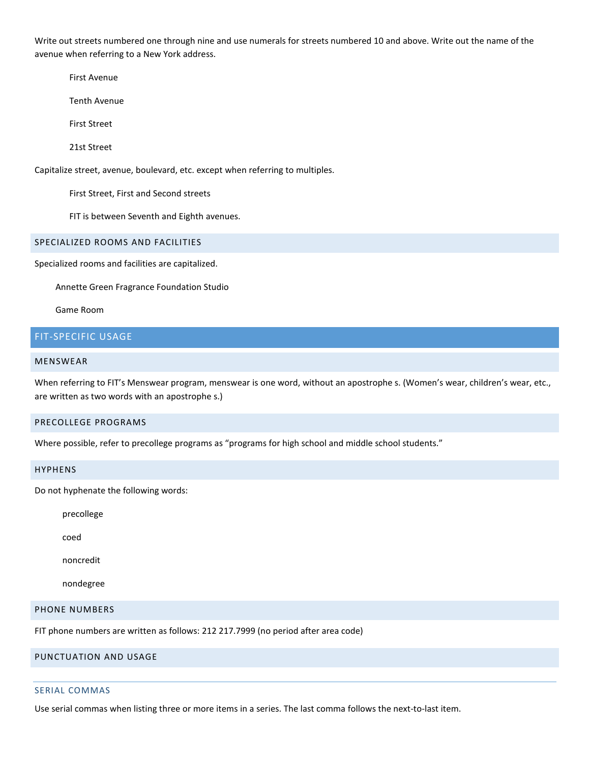Write out streets numbered one through nine and use numerals for streets numbered 10 and above. Write out the name of the avenue when referring to a New York address.

First Avenue

Tenth Avenue

First Street

21st Street

Capitalize street, avenue, boulevard, etc. except when referring to multiples.

First Street, First and Second streets

FIT is between Seventh and Eighth avenues.

### SPECIALIZED ROOMS AND FACILITIES

Specialized rooms and facilities are capitalized.

Annette Green Fragrance Foundation Studio

Game Room

## FIT-SPECIFIC USAGE

### MENSWEAR

When referring to FIT's Menswear program, menswear is one word, without an apostrophe s. (Women's wear, children's wear, etc., are written as two words with an apostrophe s.)

### PRECOLLEGE PROGRAMS

Where possible, refer to precollege programs as "programs for high school and middle school students."

### HYPHENS

Do not hyphenate the following words:

precollege

coed

noncredit

nondegree

### PHONE NUMBERS

FIT phone numbers are written as follows: 212 217.7999 (no period after area code)

### PUNCTUATION AND USAGE

#### SERIAL COMMAS

Use serial commas when listing three or more items in a series. The last comma follows the next-to-last item.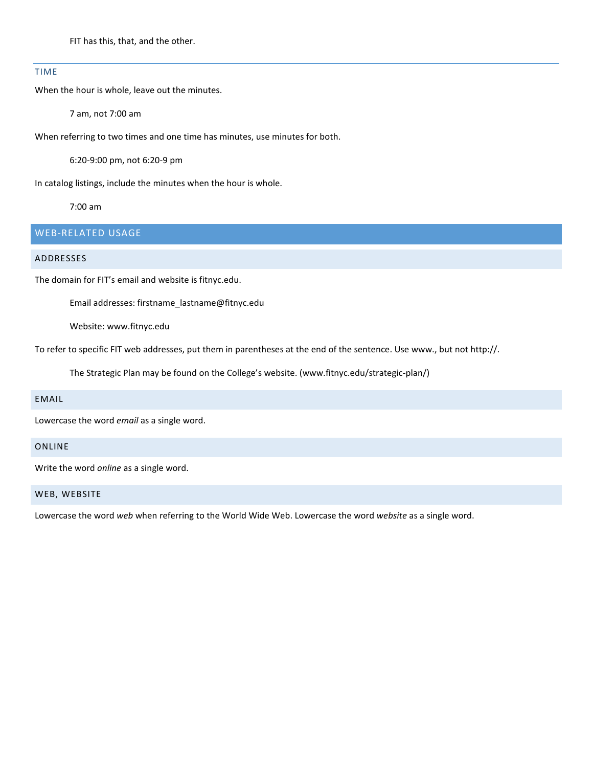FIT has this, that, and the other.

### TIME

When the hour is whole, leave out the minutes.

> 7 am, not 7:00 am

When referring to two times and one time has minutes, use minutes for both.

> 6:20-9:00 pm, not 6:20-9 pm

In catalog listings, include the minutes when the hour is whole.

> 7:00 am

## WEB-RELATED USAGE

### ADDRESSES

The domain for FIT's email and website is fitnyc.edu.

> Email addresses: firstname_lastname@fitnyc.edu
>
> Website: www.fitnyc.edu

To refer to specific FIT web addresses, put them in parentheses at the end of the sentence. Use www., but not http://.

> The Strategic Plan may be found on the College's website. (www.fitnyc.edu/strategic-plan/)

### EMAIL

Lowercase the word *email* as a single word.

### ONLINE

Write the word *online* as a single word.

### WEB, WEBSITE

Lowercase the word *web* when referring to the World Wide Web. Lowercase the word *website* as a single word.